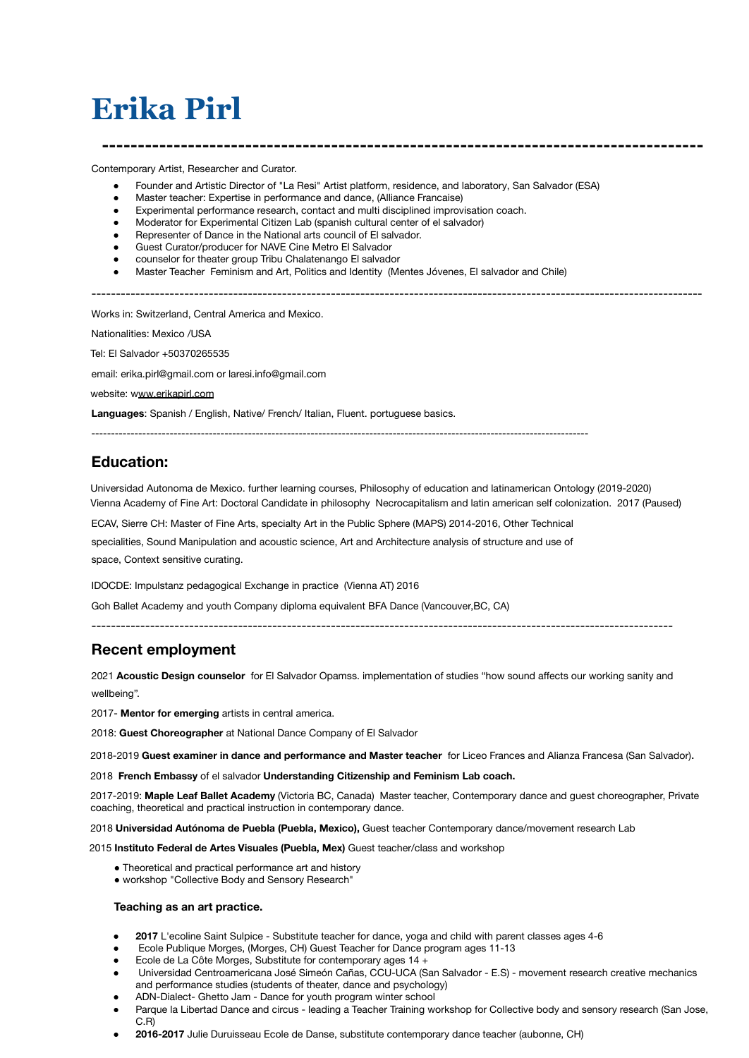# Erika Pirl

---

Contemporary Artist, Researcher and Curator.

- Founder and Artistic Director of "La Resi" Artist platform, residence, and laboratory, San Salvador (ESA)
- Master teacher: Expertise in performance and dance, (Alliance Francaise)
- Experimental performance research, contact and multi disciplined improvisation coach.
- Moderator for Experimental Citizen Lab (spanish cultural center of el salvador)
- Representer of Dance in the National arts council of El salvador.
- Guest Curator/producer for NAVE Cine Metro El Salvador
- counselor for theater group Tribu Chalatenango El salvador
- Master Teacher Feminism and Art, Politics and Identity (Mentes Jóvenes, El salvador and Chile)

---

Works in: Switzerland, Central America and Mexico.

Nationalities: Mexico /USA

Tel: El Salvador +50370265535

email: erika.pirl@gmail.com or laresi.info@gmail.com

website: www.erikapirl.com

**Languages**: Spanish / English, Native/ French/ Italian, Fluent. portuguese basics.

---

## Education:

Universidad Autonoma de Mexico. further learning courses, Philosophy of education and latinamerican Ontology (2019-2020)
Vienna Academy of Fine Art: Doctoral Candidate in philosophy Necrocapitalism and latin american self colonization. 2017 (Paused)

ECAV, Sierre CH: Master of Fine Arts, specialty Art in the Public Sphere (MAPS) 2014-2016, Other Technical specialities, Sound Manipulation and acoustic science, Art and Architecture analysis of structure and use of space, Context sensitive curating.

IDOCDE: Impulstanz pedagogical Exchange in practice (Vienna AT) 2016

Goh Ballet Academy and youth Company diploma equivalent BFA Dance (Vancouver,BC, CA)

---

## Recent employment

2021 **Acoustic Design counselor** for El Salvador Opamss. implementation of studies "how sound affects our working sanity and wellbeing".

2017- **Mentor for emerging** artists in central america.

2018: **Guest Choreographer** at National Dance Company of El Salvador

2018-2019 **Guest examiner in dance and performance and Master teacher** for Liceo Frances and Alianza Francesa (San Salvador).

2018 **French Embassy** of el salvador **Understanding Citizenship and Feminism Lab coach.**

2017-2019: **Maple Leaf Ballet Academy** (Victoria BC, Canada) Master teacher, Contemporary dance and guest choreographer, Private coaching, theoretical and practical instruction in contemporary dance.

2018 **Universidad Autónoma de Puebla (Puebla, Mexico),** Guest teacher Contemporary dance/movement research Lab

2015 **Instituto Federal de Artes Visuales (Puebla, Mex)** Guest teacher/class and workshop

- Theoretical and practical performance art and history
- workshop "Collective Body and Sensory Research"

### Teaching as an art practice.

- **2017** L'ecoline Saint Sulpice - Substitute teacher for dance, yoga and child with parent classes ages 4-6
- Ecole Publique Morges, (Morges, CH) Guest Teacher for Dance program ages 11-13
- Ecole de La Côte Morges, Substitute for contemporary ages 14 +
- Universidad Centroamericana José Simeón Cañas, CCU-UCA (San Salvador - E.S) - movement research creative mechanics and performance studies (students of theater, dance and psychology)
- ADN-Dialect- Ghetto Jam - Dance for youth program winter school
- Parque la Libertad Dance and circus - leading a Teacher Training workshop for Collective body and sensory research (San Jose, C.R)
- **2016-2017** Julie Duruisseau Ecole de Danse, substitute contemporary dance teacher (aubonne, CH)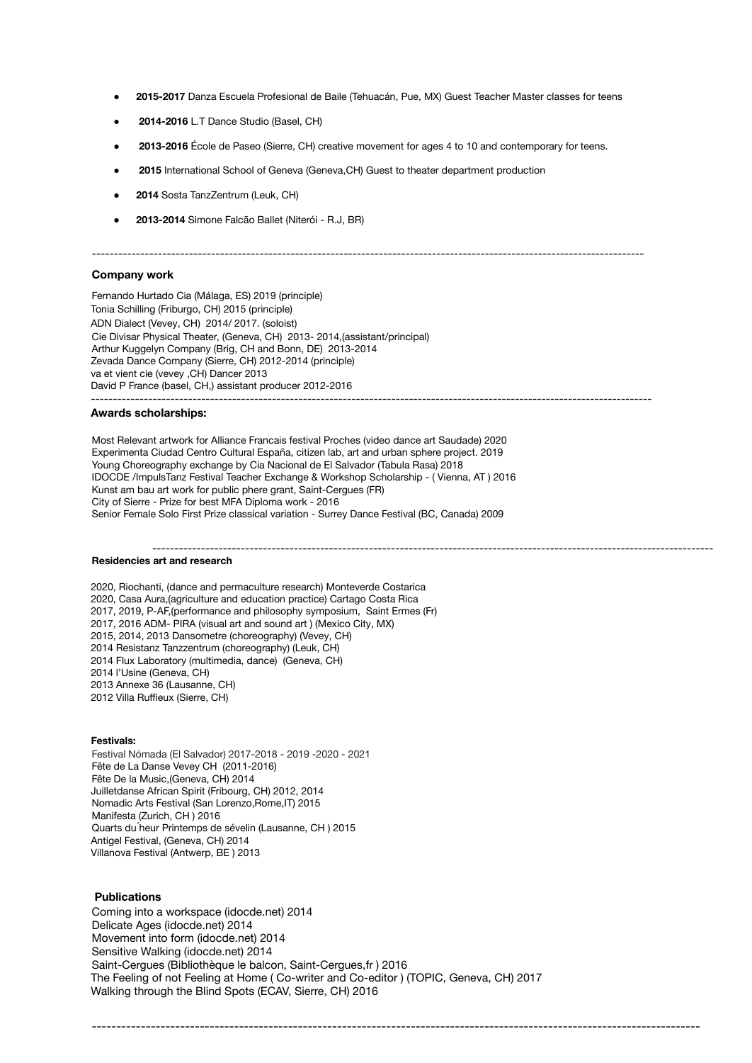- **2015-2017** Danza Escuela Profesional de Baile (Tehuacán, Pue, MX) Guest Teacher Master classes for teens
- **2014-2016** L.T Dance Studio (Basel, CH)
- **2013-2016** École de Paseo (Sierre, CH) creative movement for ages 4 to 10 and contemporary for teens.
- **2015** International School of Geneva (Geneva,CH) Guest to theater department production
- **2014** Sosta TanzZentrum (Leuk, CH)
- **2013-2014** Simone Falcão Ballet (Niterói - R.J, BR)

---

### Company work

Fernando Hurtado Cia (Málaga, ES) 2019 (principle)
Tonia Schilling (Friburgo, CH) 2015 (principle)
ADN Dialect (Vevey, CH) 2014/ 2017. (soloist)
Cie Divisar Physical Theater, (Geneva, CH) 2013- 2014,(assistant/principal)
Arthur Kuggelyn Company (Brig, CH and Bonn, DE) 2013-2014
Zevada Dance Company (Sierre, CH) 2012-2014 (principle)
va et vient cie (vevey ,CH) Dancer 2013
David P France (basel, CH,) assistant producer 2012-2016

---

### Awards scholarships:

Most Relevant artwork for Alliance Francais festival Proches (video dance art Saudade) 2020
Experimenta Ciudad Centro Cultural España, citizen lab, art and urban sphere project. 2019
Young Choreography exchange by Cia Nacional de El Salvador (Tabula Rasa) 2018
IDOCDE /ImpulsTanz Festival Teacher Exchange & Workshop Scholarship - ( Vienna, AT ) 2016
Kunst am bau art work for public phere grant, Saint-Cergues (FR)
City of Sierre - Prize for best MFA Diploma work - 2016
Senior Female Solo First Prize classical variation - Surrey Dance Festival (BC, Canada) 2009

---

#### Residencies art and research

2020, Riochanti, (dance and permaculture research) Monteverde Costarica
2020, Casa Aura,(agriculture and education practice) Cartago Costa Rica
2017, 2019, P-AF,(performance and philosophy symposium, Saint Ermes (Fr)
2017, 2016 ADM- PIRA (visual art and sound art ) (Mexico City, MX)
2015, 2014, 2013 Dansometre (choreography) (Vevey, CH)
2014 Resistanz Tanzzentrum (choreography) (Leuk, CH)
2014 Flux Laboratory (multimedia, dance) (Geneva, CH)
2014 l'Usine (Geneva, CH)
2013 Annexe 36 (Lausanne, CH)
2012 Villa Ruffieux (Sierre, CH)

#### Festivals:

Festival Nómada (El Salvador) 2017-2018 - 2019 -2020 - 2021
Fête de La Danse Vevey CH (2011-2016)
Fête De la Music,(Geneva, CH) 2014
Juilletdanse African Spirit (Fribourg, CH) 2012, 2014
Nomadic Arts Festival (San Lorenzo,Rome,IT) 2015
Manifesta (Zurich, CH ) 2016
Quarts du heur Printemps de sévelin (Lausanne, CH ) 2015
Antigel Festival, (Geneva, CH) 2014
Villanova Festival (Antwerp, BE ) 2013

### Publications

Coming into a workspace (idocde.net) 2014
Delicate Ages (idocde.net) 2014
Movement into form (idocde.net) 2014
Sensitive Walking (idocde.net) 2014
Saint-Cergues (Bibliothèque le balcon, Saint-Cergues,fr ) 2016
The Feeling of not Feeling at Home ( Co-writer and Co-editor ) (TOPIC, Geneva, CH) 2017
Walking through the Blind Spots (ECAV, Sierre, CH) 2016

---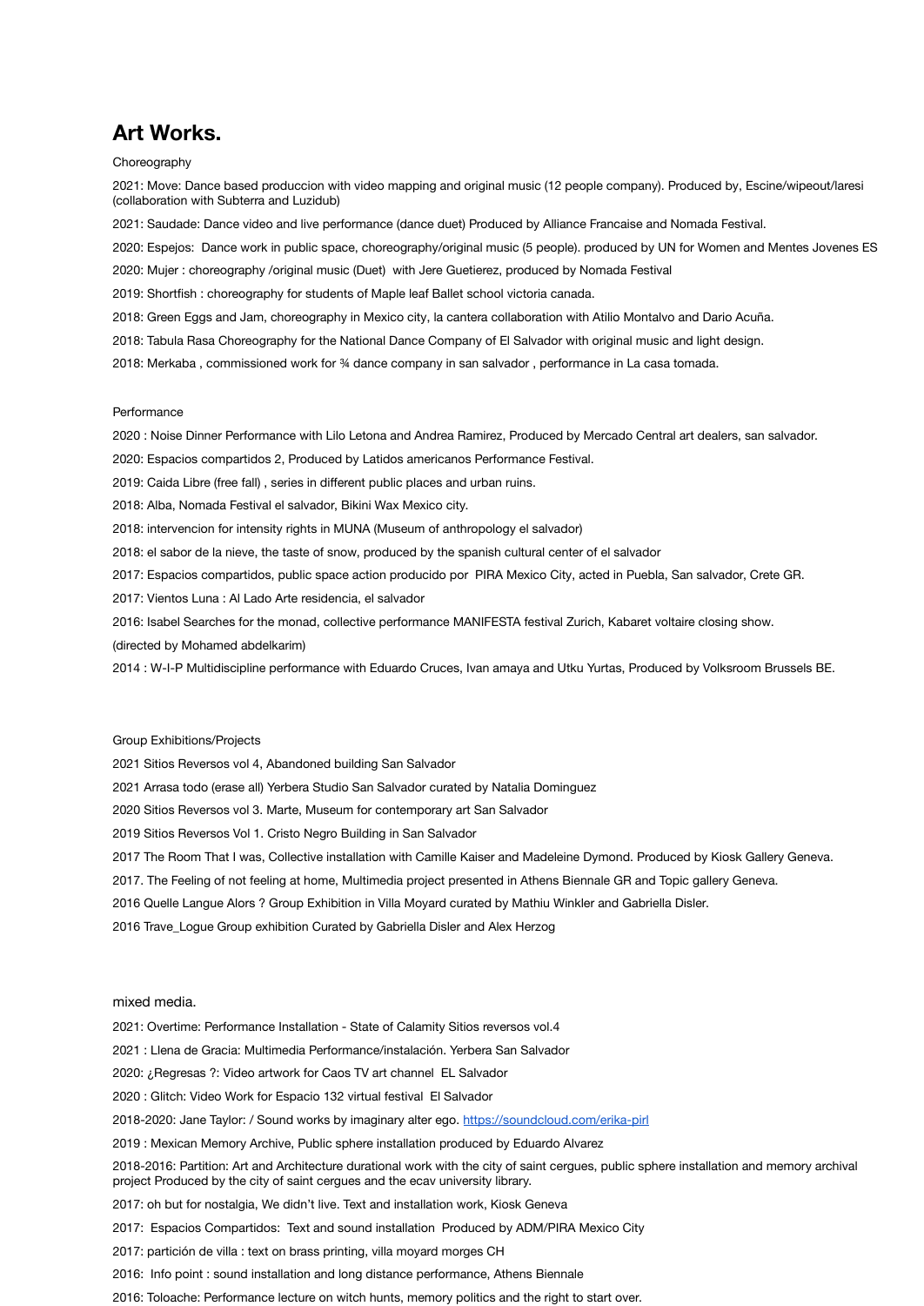# Art Works.

Choreography

2021: Move: Dance based produccion with video mapping and original music (12 people company). Produced by, Escine/wipeout/laresi (collaboration with Subterra and Luzidub)

2021: Saudade: Dance video and live performance (dance duet) Produced by Alliance Francaise and Nomada Festival.

2020: Espejos: Dance work in public space, choreography/original music (5 people). produced by UN for Women and Mentes Jovenes ES

2020: Mujer : choreography /original music (Duet) with Jere Guetierez, produced by Nomada Festival

2019: Shortfish : choreography for students of Maple leaf Ballet school victoria canada.

2018: Green Eggs and Jam, choreography in Mexico city, la cantera collaboration with Atilio Montalvo and Dario Acuña.

2018: Tabula Rasa Choreography for the National Dance Company of El Salvador with original music and light design.

2018: Merkaba , commissioned work for ¾ dance company in san salvador , performance in La casa tomada.

Performance

2020 : Noise Dinner Performance with Lilo Letona and Andrea Ramirez, Produced by Mercado Central art dealers, san salvador.

2020: Espacios compartidos 2, Produced by Latidos americanos Performance Festival.

2019: Caida Libre (free fall) , series in different public places and urban ruins.

2018: Alba, Nomada Festival el salvador, Bikini Wax Mexico city.

2018: intervencion for intensity rights in MUNA (Museum of anthropology el salvador)

2018: el sabor de la nieve, the taste of snow, produced by the spanish cultural center of el salvador

2017: Espacios compartidos, public space action producido por PIRA Mexico City, acted in Puebla, San salvador, Crete GR.

2017: Vientos Luna : Al Lado Arte residencia, el salvador

2016: Isabel Searches for the monad, collective performance MANIFESTA festival Zurich, Kabaret voltaire closing show. (directed by Mohamed abdelkarim)

2014 : W-I-P Multidiscipline performance with Eduardo Cruces, Ivan amaya and Utku Yurtas, Produced by Volksroom Brussels BE.

Group Exhibitions/Projects

2021 Sitios Reversos vol 4, Abandoned building San Salvador

2021 Arrasa todo (erase all) Yerbera Studio San Salvador curated by Natalia Dominguez

2020 Sitios Reversos vol 3. Marte, Museum for contemporary art San Salvador

2019 Sitios Reversos Vol 1. Cristo Negro Building in San Salvador

2017 The Room That I was, Collective installation with Camille Kaiser and Madeleine Dymond. Produced by Kiosk Gallery Geneva.

2017. The Feeling of not feeling at home, Multimedia project presented in Athens Biennale GR and Topic gallery Geneva.

2016 Quelle Langue Alors ? Group Exhibition in Villa Moyard curated by Mathiu Winkler and Gabriella Disler.

2016 Trave_Logue Group exhibition Curated by Gabriella Disler and Alex Herzog

mixed media.

2021: Overtime: Performance Installation - State of Calamity Sitios reversos vol.4

2021 : Llena de Gracia: Multimedia Performance/instalación. Yerbera San Salvador

2020: ¿Regresas ?: Video artwork for Caos TV art channel EL Salvador

2020 : Glitch: Video Work for Espacio 132 virtual festival El Salvador

2018-2020: Jane Taylor: / Sound works by imaginary alter ego. https://soundcloud.com/erika-pirl

2019 : Mexican Memory Archive, Public sphere installation produced by Eduardo Alvarez

2018-2016: Partition: Art and Architecture durational work with the city of saint cergues, public sphere installation and memory archival project Produced by the city of saint cergues and the ecav university library.

2017: oh but for nostalgia, We didn't live. Text and installation work, Kiosk Geneva

2017: Espacios Compartidos: Text and sound installation Produced by ADM/PIRA Mexico City

2017: partición de villa : text on brass printing, villa moyard morges CH

2016: Info point : sound installation and long distance performance, Athens Biennale

2016: Toloache: Performance lecture on witch hunts, memory politics and the right to start over.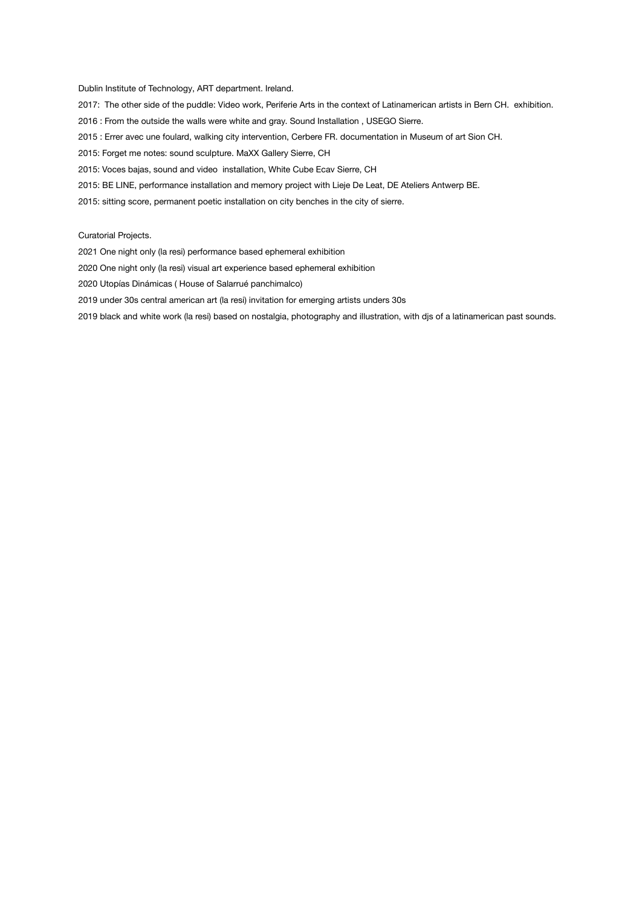Dublin Institute of Technology, ART department. Ireland.

2017: The other side of the puddle: Video work, Periferie Arts in the context of Latinamerican artists in Bern CH. exhibition.

2016 : From the outside the walls were white and gray. Sound Installation , USEGO Sierre.

2015 : Errer avec une foulard, walking city intervention, Cerbere FR. documentation in Museum of art Sion CH.

2015: Forget me notes: sound sculpture. MaXX Gallery Sierre, CH

2015: Voces bajas, sound and video installation, White Cube Ecav Sierre, CH

2015: BE LINE, performance installation and memory project with Lieje De Leat, DE Ateliers Antwerp BE.

2015: sitting score, permanent poetic installation on city benches in the city of sierre.

Curatorial Projects.

2021 One night only (la resi) performance based ephemeral exhibition

2020 One night only (la resi) visual art experience based ephemeral exhibition

2020 Utopías Dinámicas ( House of Salarrué panchimalco)

2019 under 30s central american art (la resi) invitation for emerging artists unders 30s

2019 black and white work (la resi) based on nostalgia, photography and illustration, with djs of a latinamerican past sounds.